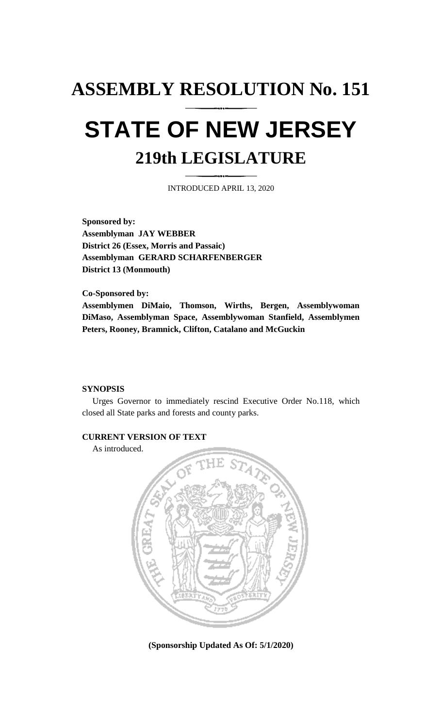# ASSEMBLY RESOLUTION No. 151

# STATE OF NEW JERSEY

## 219th LEGISLATURE

INTRODUCED APRIL 13, 2020

**Sponsored by:**
**Assemblyman JAY WEBBER**
**District 26 (Essex, Morris and Passaic)**
**Assemblyman GERARD SCHARFENBERGER**
**District 13 (Monmouth)**

**Co-Sponsored by:**
**Assemblymen DiMaio, Thomson, Wirths, Bergen, Assemblywoman DiMaso, Assemblyman Space, Assemblywoman Stanfield, Assemblymen Peters, Rooney, Bramnick, Clifton, Catalano and McGuckin**

**SYNOPSIS**

Urges Governor to immediately rescind Executive Order No.118, which closed all State parks and forests and county parks.

**CURRENT VERSION OF TEXT**

As introduced.

**(Sponsorship Updated As Of: 5/1/2020)**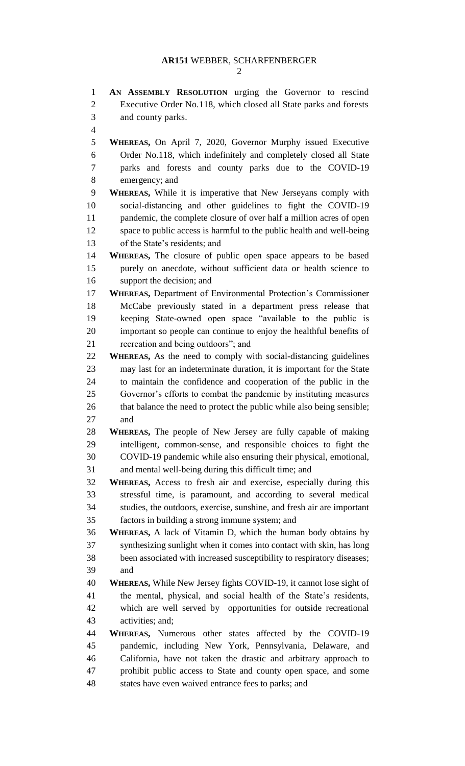**AR151** WEBBER, SCHARFENBERGER

**AN ASSEMBLY RESOLUTION** urging the Governor to rescind Executive Order No.118, which closed all State parks and forests and county parks.

**WHEREAS,** On April 7, 2020, Governor Murphy issued Executive Order No.118, which indefinitely and completely closed all State parks and forests and county parks due to the COVID-19 emergency; and

**WHEREAS,** While it is imperative that New Jerseyans comply with social-distancing and other guidelines to fight the COVID-19 pandemic, the complete closure of over half a million acres of open space to public access is harmful to the public health and well-being of the State's residents; and

**WHEREAS,** The closure of public open space appears to be based purely on anecdote, without sufficient data or health science to support the decision; and

**WHEREAS,** Department of Environmental Protection's Commissioner McCabe previously stated in a department press release that keeping State-owned open space "available to the public is important so people can continue to enjoy the healthful benefits of recreation and being outdoors"; and

**WHEREAS,** As the need to comply with social-distancing guidelines may last for an indeterminate duration, it is important for the State to maintain the confidence and cooperation of the public in the Governor's efforts to combat the pandemic by instituting measures that balance the need to protect the public while also being sensible; and

**WHEREAS,** The people of New Jersey are fully capable of making intelligent, common-sense, and responsible choices to fight the COVID-19 pandemic while also ensuring their physical, emotional, and mental well-being during this difficult time; and

**WHEREAS,** Access to fresh air and exercise, especially during this stressful time, is paramount, and according to several medical studies, the outdoors, exercise, sunshine, and fresh air are important factors in building a strong immune system; and

**WHEREAS,** A lack of Vitamin D, which the human body obtains by synthesizing sunlight when it comes into contact with skin, has long been associated with increased susceptibility to respiratory diseases; and

**WHEREAS,** While New Jersey fights COVID-19, it cannot lose sight of the mental, physical, and social health of the State's residents, which are well served by opportunities for outside recreational activities; and;

**WHEREAS,** Numerous other states affected by the COVID-19 pandemic, including New York, Pennsylvania, Delaware, and California, have not taken the drastic and arbitrary approach to prohibit public access to State and county open space, and some states have even waived entrance fees to parks; and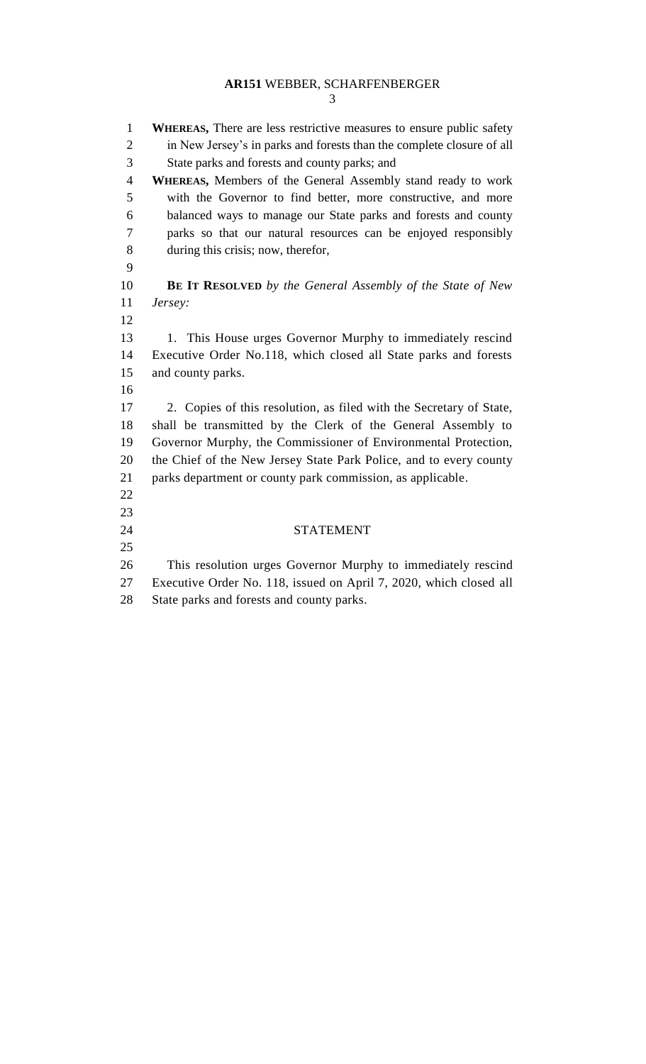**WHEREAS,** There are less restrictive measures to ensure public safety in New Jersey's in parks and forests than the complete closure of all State parks and forests and county parks; and

**WHEREAS,** Members of the General Assembly stand ready to work with the Governor to find better, more constructive, and more balanced ways to manage our State parks and forests and county parks so that our natural resources can be enjoyed responsibly during this crisis; now, therefor,

**BE IT RESOLVED** *by the General Assembly of the State of New Jersey:*

1. This House urges Governor Murphy to immediately rescind Executive Order No.118, which closed all State parks and forests and county parks.

2. Copies of this resolution, as filed with the Secretary of State, shall be transmitted by the Clerk of the General Assembly to Governor Murphy, the Commissioner of Environmental Protection, the Chief of the New Jersey State Park Police, and to every county parks department or county park commission, as applicable.

## STATEMENT

This resolution urges Governor Murphy to immediately rescind Executive Order No. 118, issued on April 7, 2020, which closed all State parks and forests and county parks.